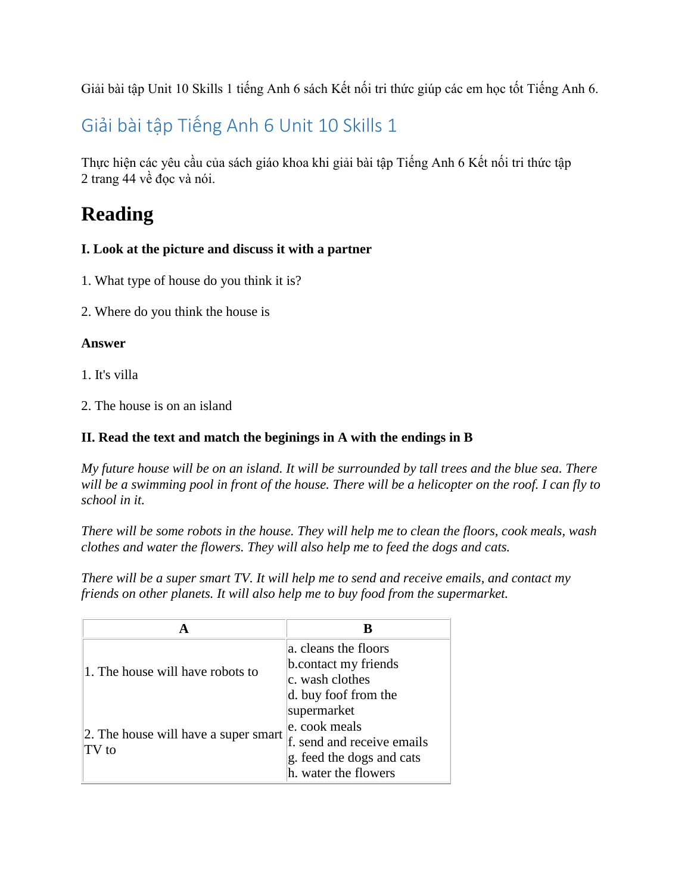Giải bài tập Unit 10 Skills 1 tiếng Anh 6 sách Kết nối tri thức giúp các em học tốt Tiếng Anh 6.

## Giải bài tập Tiếng Anh 6 Unit 10 Skills 1

Thực hiện các yêu cầu của sách giáo khoa khi giải bài tập Tiếng Anh 6 Kết nối tri thức tập 2 trang 44 về đọc và nói.

# Reading

**I. Look at the picture and discuss it with a partner**

1. What type of house do you think it is?

2. Where do you think the house is

**Answer**

1. It's villa

2. The house is on an island

**II. Read the text and match the begining in A with the endings in B**

*My future house will be on an island. It will be surrounded by tall trees and the blue sea. There will be a swimming pool in front of the house. There will be a helicopter on the roof. I can fly to school in it.*

*There will be some robots in the house. They will help me to clean the floors, cook meals, wash clothes and water the flowers. They will also help me to feed the dogs and cats.*

*There will be a super smart TV. It will help me to send and receive emails, and contact my friends on other planets. It will also help me to buy food from the supermarket.*

| A | B |
|---|---|
| 1. The house will have robots to<br><br>2. The house will have a super smart TV to | a. cleans the floors<br>b.contact my friends<br>c. wash clothes<br>d. buy foof from the supermarket<br>e. cook meals<br>f. send and receive emails<br>g. feed the dogs and cats<br>h. water the flowers |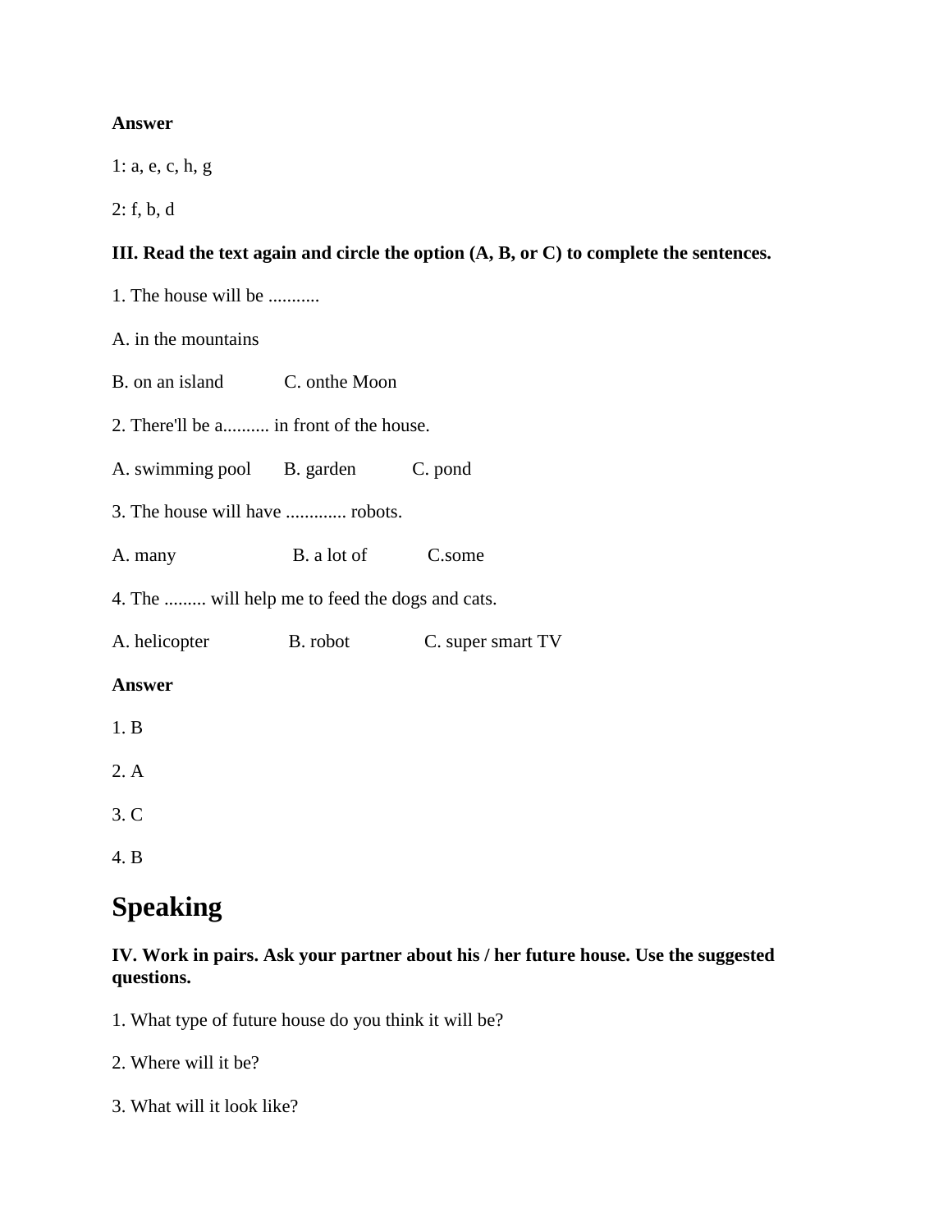**Answer**

1: a, e, c, h, g

2: f, b, d

**III. Read the text again and circle the option (A, B, or C) to complete the sentences.**

1. The house will be ...........

A. in the mountains

B. on an island C. onthe Moon

2. There'll be a.......... in front of the house.

A. swimming pool B. garden C. pond

3. The house will have ............. robots.

A. many B. a lot of C.some

4. The ......... will help me to feed the dogs and cats.

A. helicopter B. robot C. super smart TV

**Answer**

1. B

2. A

3. C

4. B

# Speaking

**IV. Work in pairs. Ask your partner about his / her future house. Use the suggested questions.**

1. What type of future house do you think it will be?

2. Where will it be?

3. What will it look like?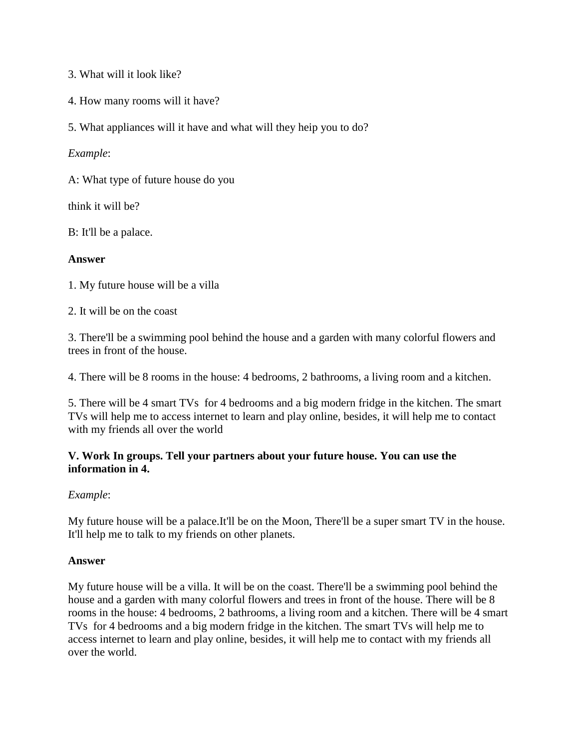3. What will it look like?

4. How many rooms will it have?

5. What appliances will it have and what will they heip you to do?

*Example*:

A: What type of future house do you

think it will be?

B: It'll be a palace.

**Answer**

1. My future house will be a villa

2. It will be on the coast

3. There'll be a swimming pool behind the house and a garden with many colorful flowers and trees in front of the house.

4. There will be 8 rooms in the house: 4 bedrooms, 2 bathrooms, a living room and a kitchen.

5. There will be 4 smart TVs for 4 bedrooms and a big modern fridge in the kitchen. The smart TVs will help me to access internet to learn and play online, besides, it will help me to contact with my friends all over the world

**V. Work In groups. Tell your partners about your future house. You can use the information in 4.**

*Example*:

My future house will be a palace.It'll be on the Moon, There'll be a super smart TV in the house. It'll help me to talk to my friends on other planets.

**Answer**

My future house will be a villa. It will be on the coast. There'll be a swimming pool behind the house and a garden with many colorful flowers and trees in front of the house. There will be 8 rooms in the house: 4 bedrooms, 2 bathrooms, a living room and a kitchen. There will be 4 smart TVs for 4 bedrooms and a big modern fridge in the kitchen. The smart TVs will help me to access internet to learn and play online, besides, it will help me to contact with my friends all over the world.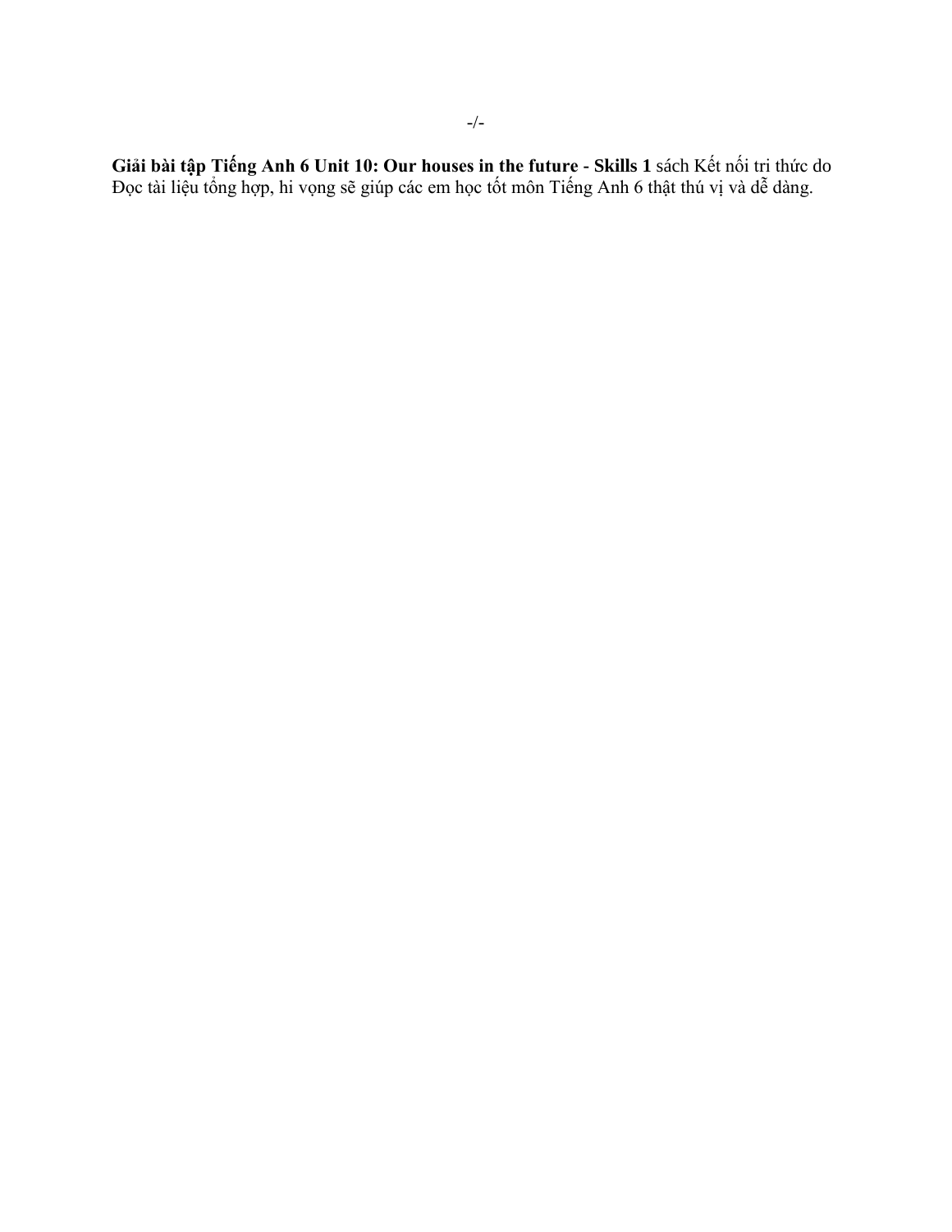-/-

**Giải bài tập Tiếng Anh 6 Unit 10: Our houses in the future - Skills 1** sách Kết nối tri thức do Đọc tài liệu tổng hợp, hi vọng sẽ giúp các em học tốt môn Tiếng Anh 6 thật thú vị và dễ dàng.